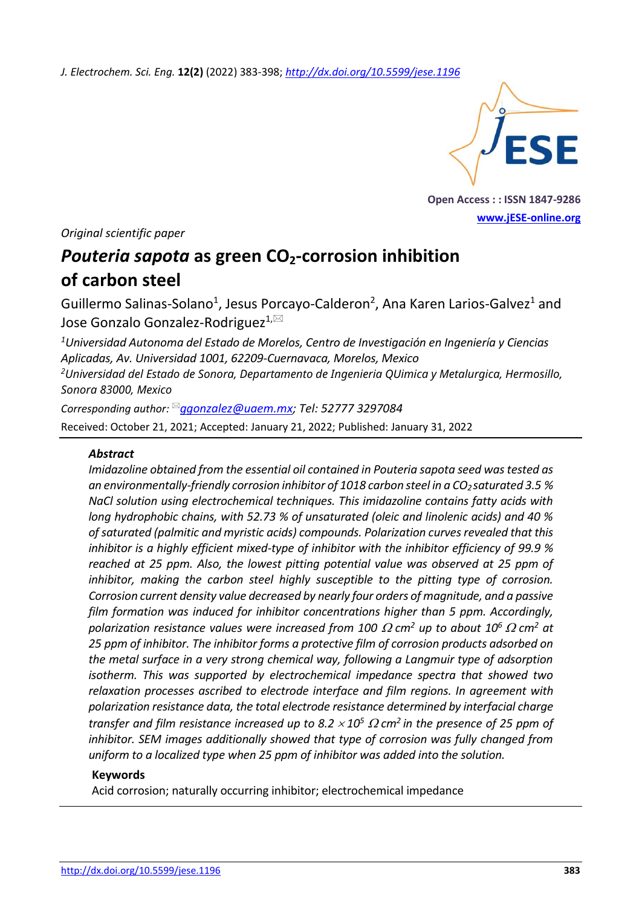*Original scientific paper*

# *Pouteria sapota* as green $CO_2$-corrosion inhibition of carbon steel

Guillermo Salinas-Solano[1], Jesus Porcayo-Calderon[2], Ana Karen Larios-Galvez[1] and Jose Gonzalo Gonzalez-Rodriguez[1,✉]

[1]*Universidad Autonoma del Estado de Morelos, Centro de Investigación en Ingeniería y Ciencias Aplicadas, Av. Universidad 1001, 62209-Cuernavaca, Morelos, Mexico*

[2]*Universidad del Estado de Sonora, Departamento de Ingenieria QUimica y Metalurgica, Hermosillo, Sonora 83000, Mexico*

*Corresponding author:* ✉*ggonzalez@uaem.mx; Tel: 52777 3297084*

Received: October 21, 2021; Accepted: January 21, 2022; Published: January 31, 2022

### *Abstract*

*Imidazoline obtained from the essential oil contained in Pouteria sapota seed was tested as an environmentally-friendly corrosion inhibitor of 1018 carbon steel in a $CO_2$ saturated 3.5 % NaCl solution using electrochemical techniques. This imidazoline contains fatty acids with long hydrophobic chains, with 52.73 % of unsaturated (oleic and linolenic acids) and 40 % of saturated (palmitic and myristic acids) compounds. Polarization curves revealed that this inhibitor is a highly efficient mixed-type of inhibitor with the inhibitor efficiency of 99.9 % reached at 25 ppm. Also, the lowest pitting potential value was observed at 25 ppm of inhibitor, making the carbon steel highly susceptible to the pitting type of corrosion. Corrosion current density value decreased by nearly four orders of magnitude, and a passive film formation was induced for inhibitor concentrations higher than 5 ppm. Accordingly, polarization resistance values were increased from 100 $\Omega$ cm$^2$ up to about 10$^6$ $\Omega$ cm$^2$ at 25 ppm of inhibitor. The inhibitor forms a protective film of corrosion products adsorbed on the metal surface in a very strong chemical way, following a Langmuir type of adsorption isotherm. This was supported by electrochemical impedance spectra that showed two relaxation processes ascribed to electrode interface and film regions. In agreement with polarization resistance data, the total electrode resistance determined by interfacial charge transfer and film resistance increased up to 8.2 $\times$ 10$^5$ $\Omega$ cm$^2$ in the presence of 25 ppm of inhibitor. SEM images additionally showed that type of corrosion was fully changed from uniform to a localized type when 25 ppm of inhibitor was added into the solution.*

### Keywords

Acid corrosion; naturally occurring inhibitor; electrochemical impedance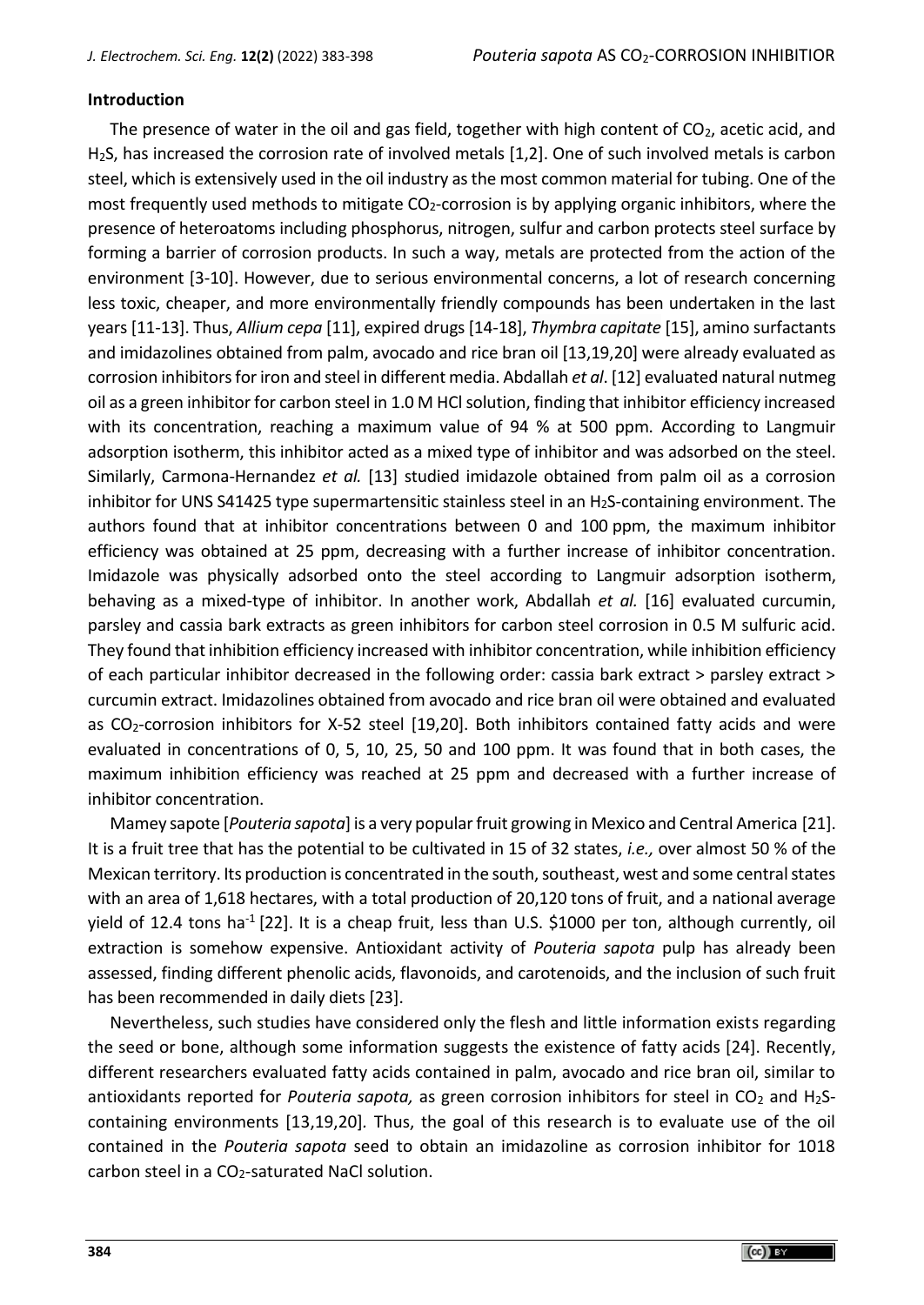## Introduction

The presence of water in the oil and gas field, together with high content of $CO_2$, acetic acid, and $H_2S$, has increased the corrosion rate of involved metals [1,2]. One of such involved metals is carbon steel, which is extensively used in the oil industry as the most common material for tubing. One of the most frequently used methods to mitigate $CO_2$-corrosion is by applying organic inhibitors, where the presence of heteroatoms including phosphorus, nitrogen, sulfur and carbon protects steel surface by forming a barrier of corrosion products. In such a way, metals are protected from the action of the environment [3-10]. However, due to serious environmental concerns, a lot of research concerning less toxic, cheaper, and more environmentally friendly compounds has been undertaken in the last years [11-13]. Thus, *Allium cepa* [11], expired drugs [14-18], *Thymbra capitate* [15], amino surfactants and imidazolines obtained from palm, avocado and rice bran oil [13,19,20] were already evaluated as corrosion inhibitors for iron and steel in different media. Abdallah *et al*. [12] evaluated natural nutmeg oil as a green inhibitor for carbon steel in 1.0 M HCl solution, finding that inhibitor efficiency increased with its concentration, reaching a maximum value of 94 % at 500 ppm. According to Langmuir adsorption isotherm, this inhibitor acted as a mixed type of inhibitor and was adsorbed on the steel. Similarly, Carmona-Hernandez *et al.* [13] studied imidazole obtained from palm oil as a corrosion inhibitor for UNS S41425 type supermartensitic stainless steel in an $H_2S$-containing environment. The authors found that at inhibitor concentrations between 0 and 100 ppm, the maximum inhibitor efficiency was obtained at 25 ppm, decreasing with a further increase of inhibitor concentration. Imidazole was physically adsorbed onto the steel according to Langmuir adsorption isotherm, behaving as a mixed-type of inhibitor. In another work, Abdallah *et al.* [16] evaluated curcumin, parsley and cassia bark extracts as green inhibitors for carbon steel corrosion in 0.5 M sulfuric acid. They found that inhibition efficiency increased with inhibitor concentration, while inhibition efficiency of each particular inhibitor decreased in the following order: cassia bark extract > parsley extract > curcumin extract. Imidazolines obtained from avocado and rice bran oil were obtained and evaluated as $CO_2$-corrosion inhibitors for X-52 steel [19,20]. Both inhibitors contained fatty acids and were evaluated in concentrations of 0, 5, 10, 25, 50 and 100 ppm. It was found that in both cases, the maximum inhibition efficiency was reached at 25 ppm and decreased with a further increase of inhibitor concentration.

Mamey sapote [*Pouteria sapota*] is a very popular fruit growing in Mexico and Central America [21]. It is a fruit tree that has the potential to be cultivated in 15 of 32 states, *i.e.,* over almost 50 % of the Mexican territory. Its production is concentrated in the south, southeast, west and some central states with an area of 1,618 hectares, with a total production of 20,120 tons of fruit, and a national average yield of 12.4 tons $ha^{-1}$ [22]. It is a cheap fruit, less than U.S. $1000 per ton, although currently, oil extraction is somehow expensive. Antioxidant activity of *Pouteria sapota* pulp has already been assessed, finding different phenolic acids, flavonoids, and carotenoids, and the inclusion of such fruit has been recommended in daily diets [23].

Nevertheless, such studies have considered only the flesh and little information exists regarding the seed or bone, although some information suggests the existence of fatty acids [24]. Recently, different researchers evaluated fatty acids contained in palm, avocado and rice bran oil, similar to antioxidants reported for *Pouteria sapota,* as green corrosion inhibitors for steel in $CO_2$ and $H_2S$-containing environments [13,19,20]. Thus, the goal of this research is to evaluate use of the oil contained in the *Pouteria sapota* seed to obtain an imidazoline as corrosion inhibitor for 1018 carbon steel in a $CO_2$-saturated NaCl solution.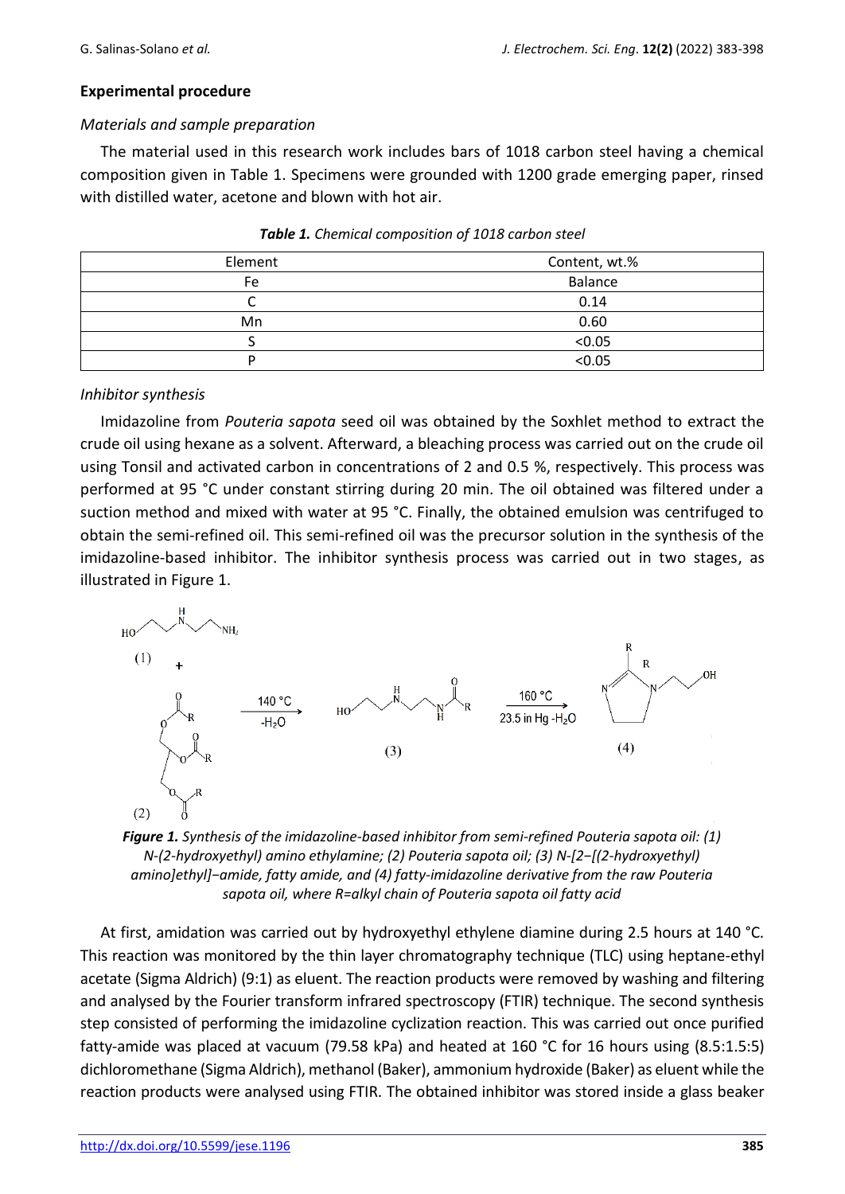## Experimental procedure

### *Materials and sample preparation*

The material used in this research work includes bars of 1018 carbon steel having a chemical composition given in Table 1. Specimens were grounded with 1200 grade emerging paper, rinsed with distilled water, acetone and blown with hot air.

***Table 1.*** *Chemical composition of 1018 carbon steel*

| Element | Content, wt.% |
| --- | --- |
| Fe | Balance |
| C | 0.14 |
| Mn | 0.60 |
| S | <0.05 |
| P | <0.05 |

### *Inhibitor synthesis*

Imidazoline from *Pouteria sapota* seed oil was obtained by the Soxhlet method to extract the crude oil using hexane as a solvent. Afterward, a bleaching process was carried out on the crude oil using Tonsil and activated carbon in concentrations of 2 and 0.5 %, respectively. This process was performed at 95 °C under constant stirring during 20 min. The oil obtained was filtered under a suction method and mixed with water at 95 °C. Finally, the obtained emulsion was centrifuged to obtain the semi-refined oil. This semi-refined oil was the precursor solution in the synthesis of the imidazoline-based inhibitor. The inhibitor synthesis process was carried out in two stages, as illustrated in Figure 1.

***Figure 1.*** *Synthesis of the imidazoline-based inhibitor from semi-refined Pouteria sapota oil: (1) N-(2-hydroxyethyl) amino ethylamine; (2) Pouteria sapota oil; (3) N-[2−[(2-hydroxyethyl) amino]ethyl]−amide, fatty amide, and (4) fatty-imidazoline derivative from the raw Pouteria sapota oil, where R=alkyl chain of Pouteria sapota oil fatty acid*

At first, amidation was carried out by hydroxyethyl ethylene diamine during 2.5 hours at 140 °C. This reaction was monitored by the thin layer chromatography technique (TLC) using heptane-ethyl acetate (Sigma Aldrich) (9:1) as eluent. The reaction products were removed by washing and filtering and analysed by the Fourier transform infrared spectroscopy (FTIR) technique. The second synthesis step consisted of performing the imidazoline cyclization reaction. This was carried out once purified fatty-amide was placed at vacuum (79.58 kPa) and heated at 160 °C for 16 hours using (8.5:1.5:5) dichloromethane (Sigma Aldrich), methanol (Baker), ammonium hydroxide (Baker) as eluent while the reaction products were analysed using FTIR. The obtained inhibitor was stored inside a glass beaker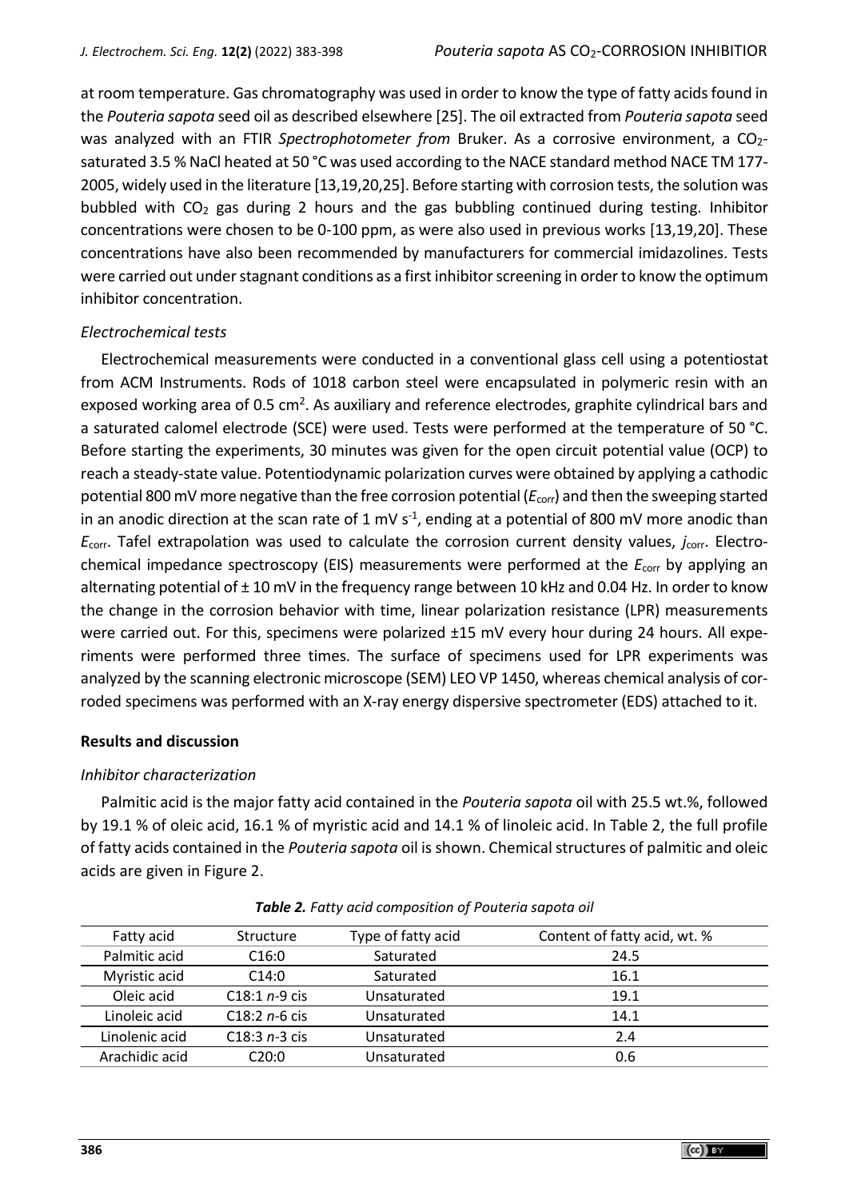at room temperature. Gas chromatography was used in order to know the type of fatty acids found in the *Pouteria sapota* seed oil as described elsewhere [25]. The oil extracted from *Pouteria sapota* seed was analyzed with an FTIR *Spectrophotometer from* Bruker. As a corrosive environment, a $CO_2$-saturated 3.5 % NaCl heated at 50 °C was used according to the NACE standard method NACE TM 177-2005, widely used in the literature [13,19,20,25]. Before starting with corrosion tests, the solution was bubbled with $CO_2$ gas during 2 hours and the gas bubbling continued during testing. Inhibitor concentrations were chosen to be 0-100 ppm, as were also used in previous works [13,19,20]. These concentrations have also been recommended by manufacturers for commercial imidazolines. Tests were carried out under stagnant conditions as a first inhibitor screening in order to know the optimum inhibitor concentration.

### *Electrochemical tests*

Electrochemical measurements were conducted in a conventional glass cell using a potentiostat from ACM Instruments. Rods of 1018 carbon steel were encapsulated in polymeric resin with an exposed working area of 0.5 $cm^2$. As auxiliary and reference electrodes, graphite cylindrical bars and a saturated calomel electrode (SCE) were used. Tests were performed at the temperature of 50 °C. Before starting the experiments, 30 minutes was given for the open circuit potential value (OCP) to reach a steady-state value. Potentiodynamic polarization curves were obtained by applying a cathodic potential 800 mV more negative than the free corrosion potential ($E_{corr}$) and then the sweeping started in an anodic direction at the scan rate of 1 mV $s^{-1}$, ending at a potential of 800 mV more anodic than $E_{corr}$. Tafel extrapolation was used to calculate the corrosion current density values, $j_{corr}$. Electrochemical impedance spectroscopy (EIS) measurements were performed at the $E_{corr}$ by applying an alternating potential of ± 10 mV in the frequency range between 10 kHz and 0.04 Hz. In order to know the change in the corrosion behavior with time, linear polarization resistance (LPR) measurements were carried out. For this, specimens were polarized ±15 mV every hour during 24 hours. All experiments were performed three times. The surface of specimens used for LPR experiments was analyzed by the scanning electronic microscope (SEM) LEO VP 1450, whereas chemical analysis of corroded specimens was performed with an X-ray energy dispersive spectrometer (EDS) attached to it.

## **Results and discussion**

### *Inhibitor characterization*

Palmitic acid is the major fatty acid contained in the *Pouteria sapota* oil with 25.5 wt.%, followed by 19.1 % of oleic acid, 16.1 % of myristic acid and 14.1 % of linoleic acid. In Table 2, the full profile of fatty acids contained in the *Pouteria sapota* oil is shown. Chemical structures of palmitic and oleic acids are given in Figure 2.

***Table 2.*** *Fatty acid composition of Pouteria sapota oil*

| Fatty acid | Structure | Type of fatty acid | Content of fatty acid, wt. % |
|---|---|---|---|
| Palmitic acid | C16:0 | Saturated | 24.5 |
| Myristic acid | C14:0 | Saturated | 16.1 |
| Oleic acid | C18:1 *n*-9 cis | Unsaturated | 19.1 |
| Linoleic acid | C18:2 *n*-6 cis | Unsaturated | 14.1 |
| Linolenic acid | C18:3 *n*-3 cis | Unsaturated | 2.4 |
| Arachidic acid | C20:0 | Unsaturated | 0.6 |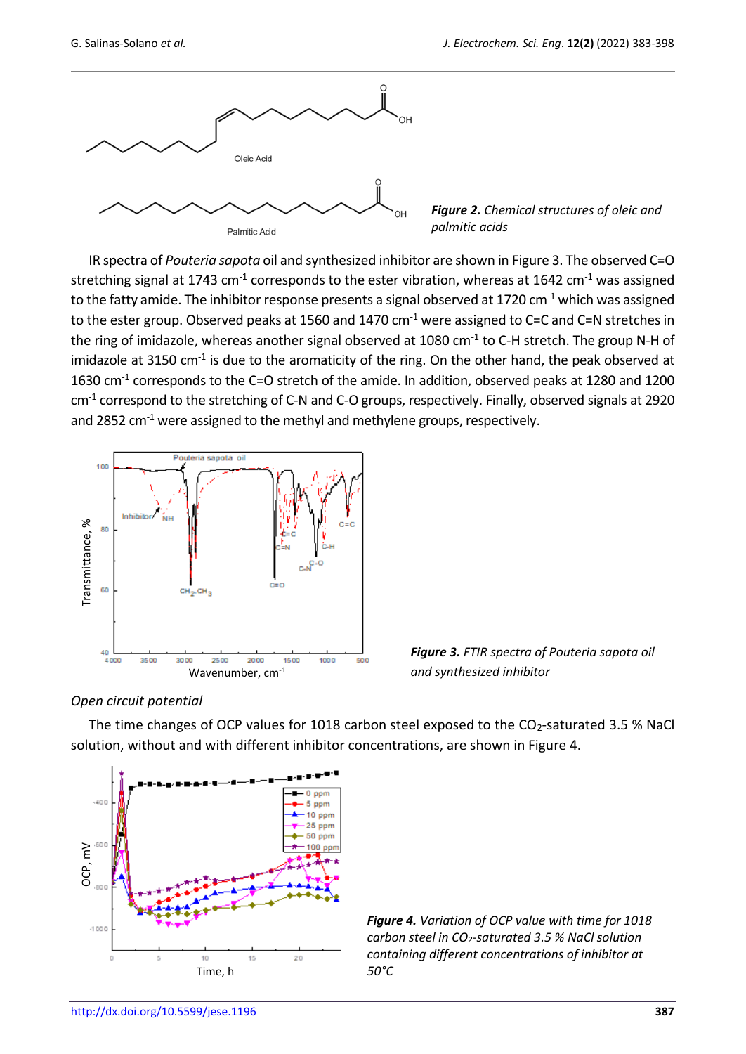*Figure 2. Chemical structures of oleic and palmitic acids*

IR spectra of *Pouteria sapota* oil and synthesized inhibitor are shown in Figure 3. The observed C=O stretching signal at 1743 cm$^{-1}$ corresponds to the ester vibration, whereas at 1642 cm$^{-1}$ was assigned to the fatty amide. The inhibitor response presents a signal observed at 1720 cm$^{-1}$ which was assigned to the ester group. Observed peaks at 1560 and 1470 cm$^{-1}$ were assigned to C=C and C=N stretches in the ring of imidazole, whereas another signal observed at 1080 cm$^{-1}$ to C-H stretch. The group N-H of imidazole at 3150 cm$^{-1}$ is due to the aromaticity of the ring. On the other hand, the peak observed at 1630 cm$^{-1}$ corresponds to the C=O stretch of the amide. In addition, observed peaks at 1280 and 1200 cm$^{-1}$ correspond to the stretching of C-N and C-O groups, respectively. Finally, observed signals at 2920 and 2852 cm$^{-1}$ were assigned to the methyl and methylene groups, respectively.

*Figure 3. FTIR spectra of Pouteria sapota oil and synthesized inhibitor*

*Open circuit potential*

The time changes of OCP values for 1018 carbon steel exposed to the $CO_2$-saturated 3.5 % NaCl solution, without and with different inhibitor concentrations, are shown in Figure 4.

*Figure 4. Variation of OCP value with time for 1018 carbon steel in $CO_2$-saturated 3.5 % NaCl solution containing different concentrations of inhibitor at 50°C*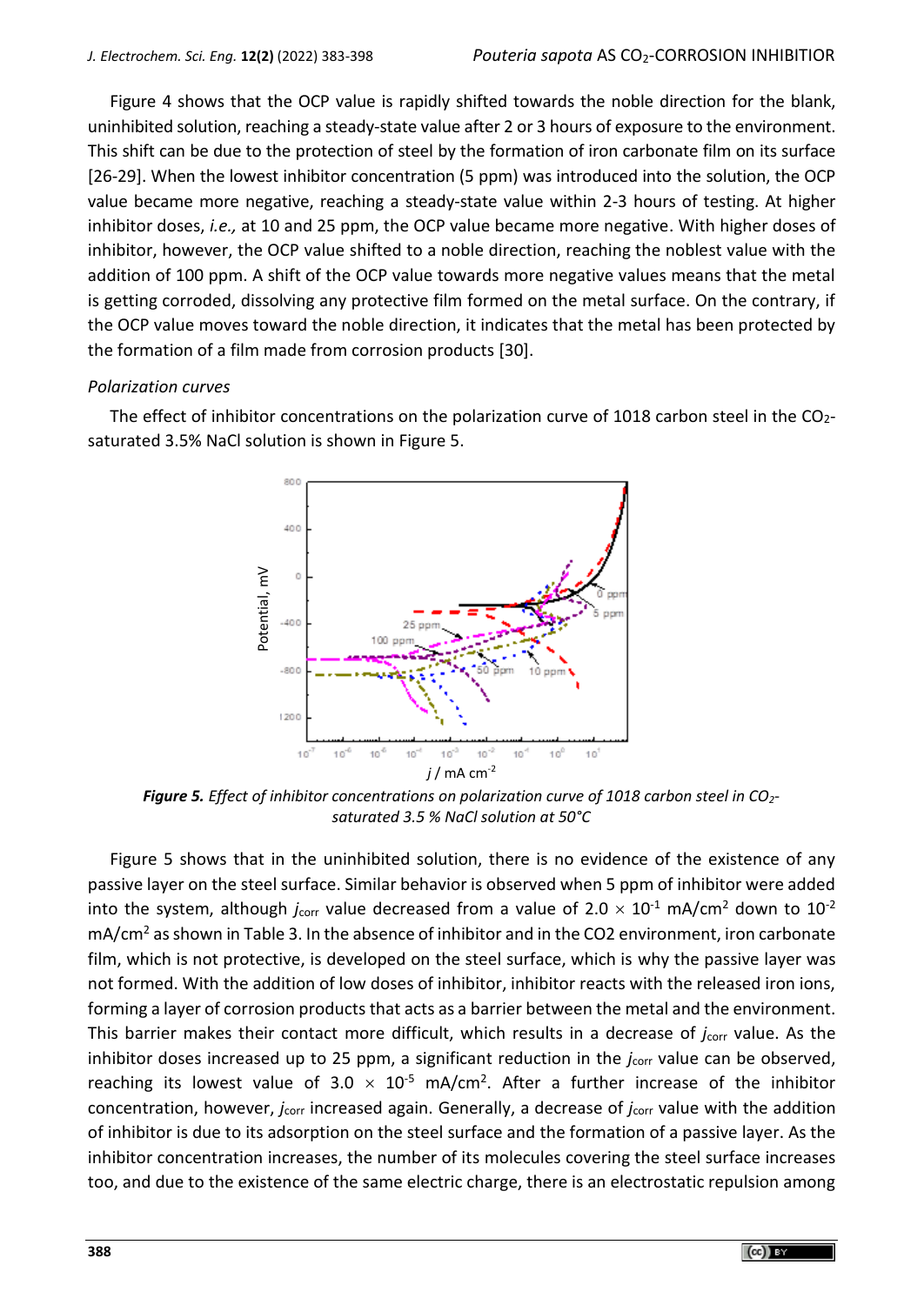Figure 4 shows that the OCP value is rapidly shifted towards the noble direction for the blank, uninhibited solution, reaching a steady-state value after 2 or 3 hours of exposure to the environment. This shift can be due to the protection of steel by the formation of iron carbonate film on its surface [26-29]. When the lowest inhibitor concentration (5 ppm) was introduced into the solution, the OCP value became more negative, reaching a steady-state value within 2-3 hours of testing. At higher inhibitor doses, *i.e.,* at 10 and 25 ppm, the OCP value became more negative. With higher doses of inhibitor, however, the OCP value shifted to a noble direction, reaching the noblest value with the addition of 100 ppm. A shift of the OCP value towards more negative values means that the metal is getting corroded, dissolving any protective film formed on the metal surface. On the contrary, if the OCP value moves toward the noble direction, it indicates that the metal has been protected by the formation of a film made from corrosion products [30].

### *Polarization curves*

The effect of inhibitor concentrations on the polarization curve of 1018 carbon steel in the $CO_2$-saturated 3.5% NaCl solution is shown in Figure 5.

***Figure 5.*** *Effect of inhibitor concentrations on polarization curve of 1018 carbon steel in $CO_2$-saturated 3.5 % NaCl solution at 50°C*

Figure 5 shows that in the uninhibited solution, there is no evidence of the existence of any passive layer on the steel surface. Similar behavior is observed when 5 ppm of inhibitor were added into the system, although $j_{corr}$ value decreased from a value of $2.0 \times 10^{-1}$ mA/cm$^2$ down to $10^{-2}$ mA/cm$^2$ as shown in Table 3. In the absence of inhibitor and in the CO2 environment, iron carbonate film, which is not protective, is developed on the steel surface, which is why the passive layer was not formed. With the addition of low doses of inhibitor, inhibitor reacts with the released iron ions, forming a layer of corrosion products that acts as a barrier between the metal and the environment. This barrier makes their contact more difficult, which results in a decrease of $j_{corr}$ value. As the inhibitor doses increased up to 25 ppm, a significant reduction in the $j_{corr}$ value can be observed, reaching its lowest value of $3.0 \times 10^{-5}$ mA/cm$^2$. After a further increase of the inhibitor concentration, however, $j_{corr}$ increased again. Generally, a decrease of $j_{corr}$ value with the addition of inhibitor is due to its adsorption on the steel surface and the formation of a passive layer. As the inhibitor concentration increases, the number of its molecules covering the steel surface increases too, and due to the existence of the same electric charge, there is an electrostatic repulsion among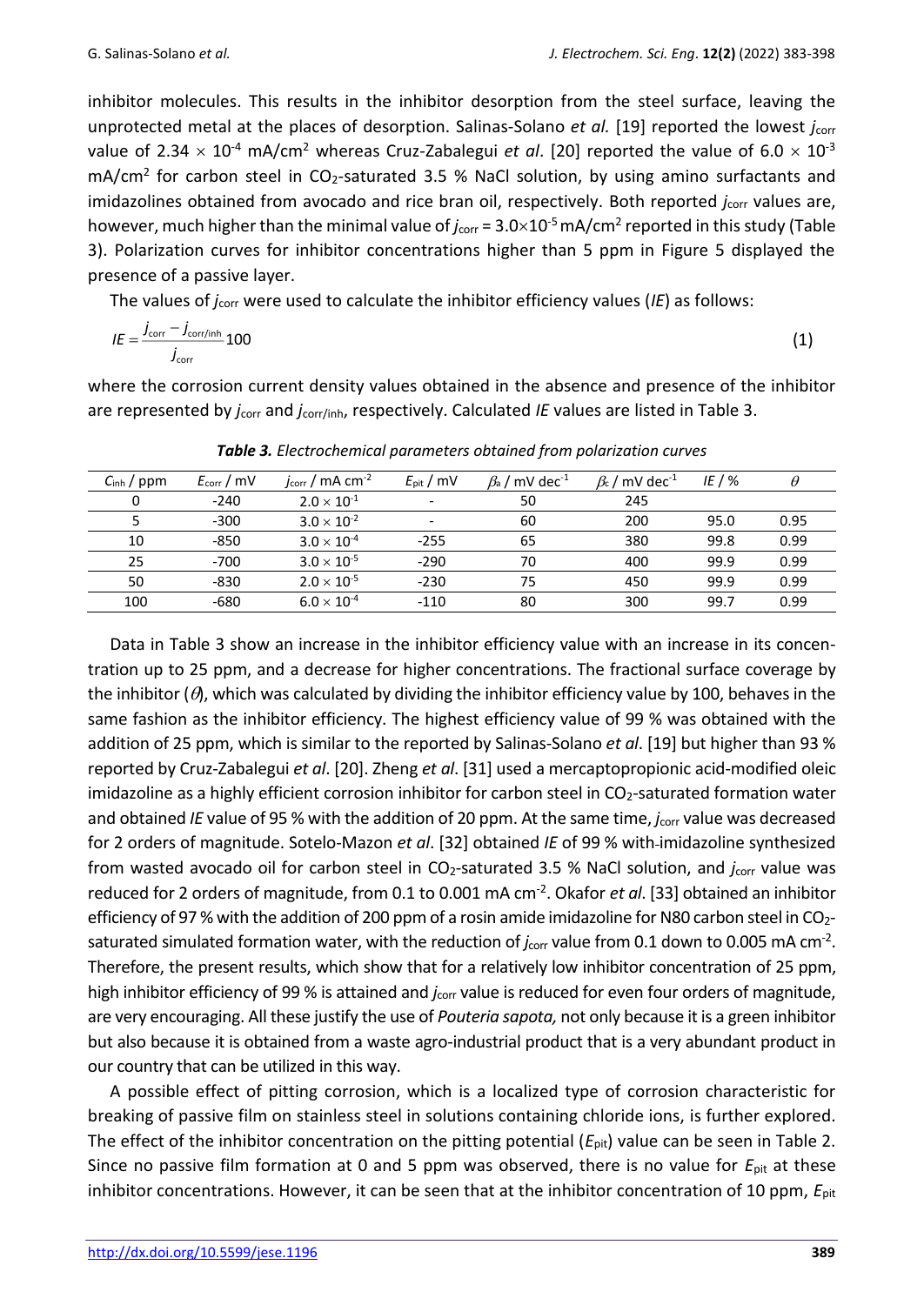inhibitor molecules. This results in the inhibitor desorption from the steel surface, leaving the unprotected metal at the places of desorption. Salinas-Solano *et al.* [19] reported the lowest $j_{corr}$ value of $2.34 \times 10^{-4}$ mA/cm$^2$ whereas Cruz-Zabalegui *et al*. [20] reported the value of $6.0 \times 10^{-3}$ mA/cm$^2$ for carbon steel in $CO_2$-saturated 3.5 % NaCl solution, by using amino surfactants and imidazolines obtained from avocado and rice bran oil, respectively. Both reported $j_{corr}$ values are, however, much higher than the minimal value of $j_{corr} = 3.0 \times 10^{-5}$ mA/cm$^2$ reported in this study (Table 3). Polarization curves for inhibitor concentrations higher than 5 ppm in Figure 5 displayed the presence of a passive layer.

The values of $j_{corr}$ were used to calculate the inhibitor efficiency values (*IE*) as follows:

$$IE = \frac{j_{corr} - j_{corr/inh}}{j_{corr}} 100 \tag{1}$$

where the corrosion current density values obtained in the absence and presence of the inhibitor are represented by $j_{corr}$ and $j_{corr/inh}$, respectively. Calculated *IE* values are listed in Table 3.

***Table 3.*** *Electrochemical parameters obtained from polarization curves*

| $C_{inh}$ / ppm | $E_{corr}$ / mV | $j_{corr}$ / mA cm$^{-2}$ | $E_{pit}$ / mV | $\beta_a$ / mV dec$^{-1}$ | $\beta_c$ / mV dec$^{-1}$ | *IE* / % | $\theta$ |
|---|---|---|---|---|---|---|---|
| 0 | -240 | $2.0 \times 10^{-1}$ | - | 50 | 245 | | |
| 5 | -300 | $3.0 \times 10^{-2}$ | - | 60 | 200 | 95.0 | 0.95 |
| 10 | -850 | $3.0 \times 10^{-4}$ | -255 | 65 | 380 | 99.8 | 0.99 |
| 25 | -700 | $3.0 \times 10^{-5}$ | -290 | 70 | 400 | 99.9 | 0.99 |
| 50 | -830 | $2.0 \times 10^{-5}$ | -230 | 75 | 450 | 99.9 | 0.99 |
| 100 | -680 | $6.0 \times 10^{-4}$ | -110 | 80 | 300 | 99.7 | 0.99 |

Data in Table 3 show an increase in the inhibitor efficiency value with an increase in its concentration up to 25 ppm, and a decrease for higher concentrations. The fractional surface coverage by the inhibitor ($\theta$), which was calculated by dividing the inhibitor efficiency value by 100, behaves in the same fashion as the inhibitor efficiency. The highest efficiency value of 99 % was obtained with the addition of 25 ppm, which is similar to the reported by Salinas-Solano *et al*. [19] but higher than 93 % reported by Cruz-Zabalegui *et al*. [20]. Zheng *et al*. [31] used a mercaptopropionic acid-modified oleic imidazoline as a highly efficient corrosion inhibitor for carbon steel in $CO_2$-saturated formation water and obtained *IE* value of 95 % with the addition of 20 ppm. At the same time, $j_{corr}$ value was decreased for 2 orders of magnitude. Sotelo-Mazon *et al*. [32] obtained *IE* of 99 % with imidazoline synthesized from wasted avocado oil for carbon steel in $CO_2$-saturated 3.5 % NaCl solution, and $j_{corr}$ value was reduced for 2 orders of magnitude, from 0.1 to 0.001 mA cm$^{-2}$. Okafor *et al*. [33] obtained an inhibitor efficiency of 97 % with the addition of 200 ppm of a rosin amide imidazoline for N80 carbon steel in $CO_2$-saturated simulated formation water, with the reduction of $j_{corr}$ value from 0.1 down to 0.005 mA cm$^{-2}$. Therefore, the present results, which show that for a relatively low inhibitor concentration of 25 ppm, high inhibitor efficiency of 99 % is attained and $j_{corr}$ value is reduced for even four orders of magnitude, are very encouraging. All these justify the use of *Pouteria sapota,* not only because it is a green inhibitor but also because it is obtained from a waste agro-industrial product that is a very abundant product in our country that can be utilized in this way.

A possible effect of pitting corrosion, which is a localized type of corrosion characteristic for breaking of passive film on stainless steel in solutions containing chloride ions, is further explored. The effect of the inhibitor concentration on the pitting potential ($E_{pit}$) value can be seen in Table 2. Since no passive film formation at 0 and 5 ppm was observed, there is no value for $E_{pit}$ at these inhibitor concentrations. However, it can be seen that at the inhibitor concentration of 10 ppm, $E_{pit}$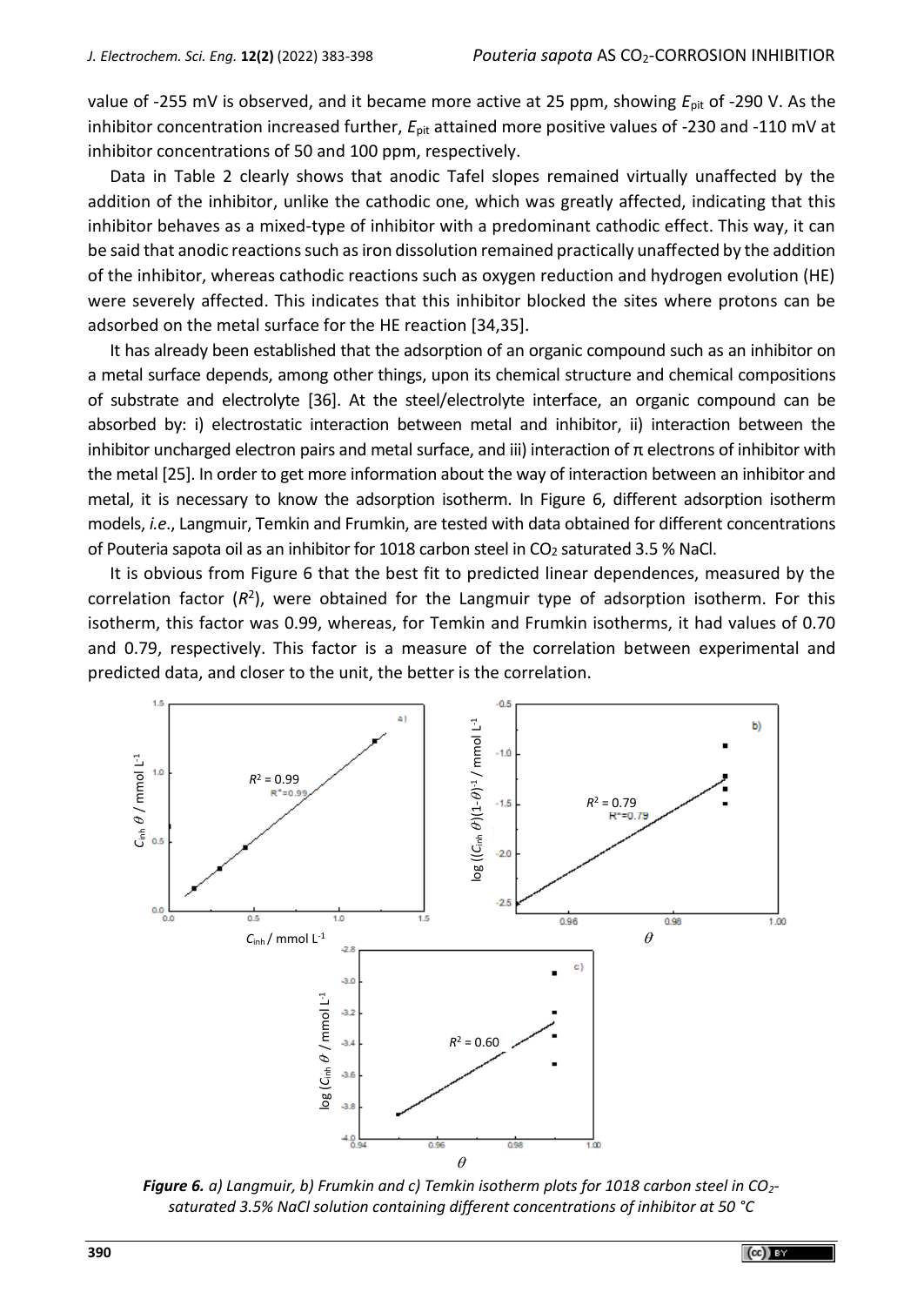value of -255 mV is observed, and it became more active at 25 ppm, showing $E_{pit}$ of -290 V. As the inhibitor concentration increased further, $E_{pit}$ attained more positive values of -230 and -110 mV at inhibitor concentrations of 50 and 100 ppm, respectively.

Data in Table 2 clearly shows that anodic Tafel slopes remained virtually unaffected by the addition of the inhibitor, unlike the cathodic one, which was greatly affected, indicating that this inhibitor behaves as a mixed-type of inhibitor with a predominant cathodic effect. This way, it can be said that anodic reactions such as iron dissolution remained practically unaffected by the addition of the inhibitor, whereas cathodic reactions such as oxygen reduction and hydrogen evolution (HE) were severely affected. This indicates that this inhibitor blocked the sites where protons can be adsorbed on the metal surface for the HE reaction [34,35].

It has already been established that the adsorption of an organic compound such as an inhibitor on a metal surface depends, among other things, upon its chemical structure and chemical compositions of substrate and electrolyte [36]. At the steel/electrolyte interface, an organic compound can be absorbed by: i) electrostatic interaction between metal and inhibitor, ii) interaction between the inhibitor uncharged electron pairs and metal surface, and iii) interaction of π electrons of inhibitor with the metal [25]. In order to get more information about the way of interaction between an inhibitor and metal, it is necessary to know the adsorption isotherm. In Figure 6, different adsorption isotherm models, *i.e*., Langmuir, Temkin and Frumkin, are tested with data obtained for different concentrations of Pouteria sapota oil as an inhibitor for 1018 carbon steel in $CO_2$ saturated 3.5 % NaCl.

It is obvious from Figure 6 that the best fit to predicted linear dependences, measured by the correlation factor ($R^2$), were obtained for the Langmuir type of adsorption isotherm. For this isotherm, this factor was 0.99, whereas, for Temkin and Frumkin isotherms, it had values of 0.70 and 0.79, respectively. This factor is a measure of the correlation between experimental and predicted data, and closer to the unit, the better is the correlation.

***Figure 6.*** *a) Langmuir, b) Frumkin and c) Temkin isotherm plots for 1018 carbon steel in $CO_2$-saturated 3.5% NaCl solution containing different concentrations of inhibitor at 50 °C*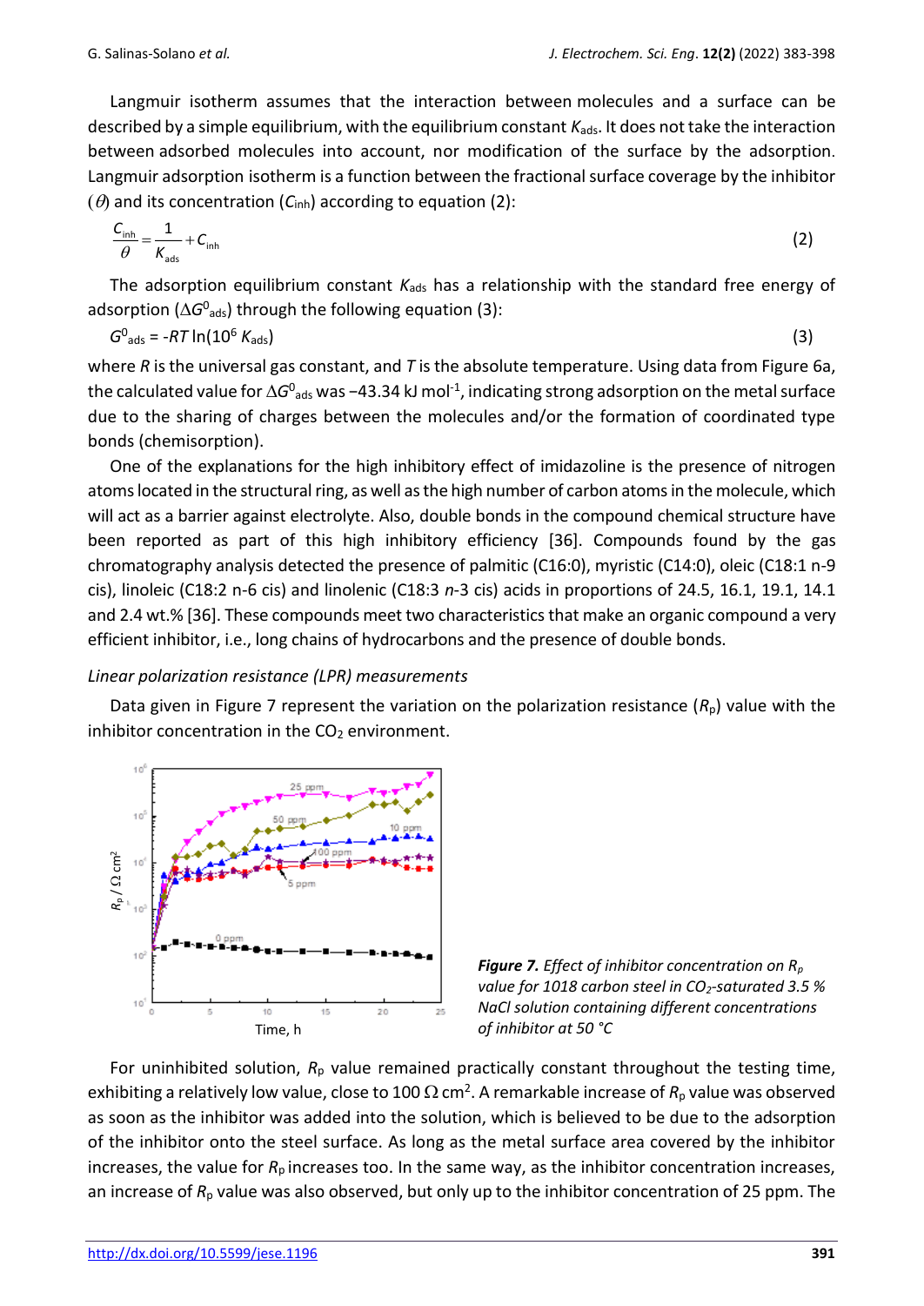Langmuir isotherm assumes that the interaction between molecules and a surface can be described by a simple equilibrium, with the equilibrium constant $K_{ads}$. It does not take the interaction between adsorbed molecules into account, nor modification of the surface by the adsorption. Langmuir adsorption isotherm is a function between the fractional surface coverage by the inhibitor ($\theta$) and its concentration ($C_{inh}$) according to equation (2):

$$\frac{C_{inh}}{\theta} = \frac{1}{K_{ads}} + C_{inh} \tag{2}$$

The adsorption equilibrium constant $K_{ads}$ has a relationship with the standard free energy of adsorption ($\Delta G^0_{ads}$) through the following equation (3):

$$G^0_{ads} = -RT \ln(10^6 K_{ads}) \tag{3}$$

where $R$ is the universal gas constant, and $T$ is the absolute temperature. Using data from Figure 6a, the calculated value for $\Delta G^0_{ads}$ was −43.34 kJ mol$^{-1}$, indicating strong adsorption on the metal surface due to the sharing of charges between the molecules and/or the formation of coordinated type bonds (chemisorption).

One of the explanations for the high inhibitory effect of imidazoline is the presence of nitrogen atoms located in the structural ring, as well as the high number of carbon atoms in the molecule, which will act as a barrier against electrolyte. Also, double bonds in the compound chemical structure have been reported as part of this high inhibitory efficiency [36]. Compounds found by the gas chromatography analysis detected the presence of palmitic (C16:0), myristic (C14:0), oleic (C18:1 n-9 cis), linoleic (C18:2 n-6 cis) and linolenic (C18:3 *n*-3 cis) acids in proportions of 24.5, 16.1, 19.1, 14.1 and 2.4 wt.% [36]. These compounds meet two characteristics that make an organic compound a very efficient inhibitor, i.e., long chains of hydrocarbons and the presence of double bonds.

*Linear polarization resistance (LPR) measurements*

Data given in Figure 7 represent the variation on the polarization resistance ($R_p$) value with the inhibitor concentration in the $CO_2$ environment.

***Figure 7.*** *Effect of inhibitor concentration on $R_p$ value for 1018 carbon steel in $CO_2$-saturated 3.5 % NaCl solution containing different concentrations of inhibitor at 50 °C*

For uninhibited solution, $R_p$ value remained practically constant throughout the testing time, exhibiting a relatively low value, close to 100 Ω cm$^2$. A remarkable increase of $R_p$ value was observed as soon as the inhibitor was added into the solution, which is believed to be due to the adsorption of the inhibitor onto the steel surface. As long as the metal surface area covered by the inhibitor increases, the value for $R_p$ increases too. In the same way, as the inhibitor concentration increases, an increase of $R_p$ value was also observed, but only up to the inhibitor concentration of 25 ppm. The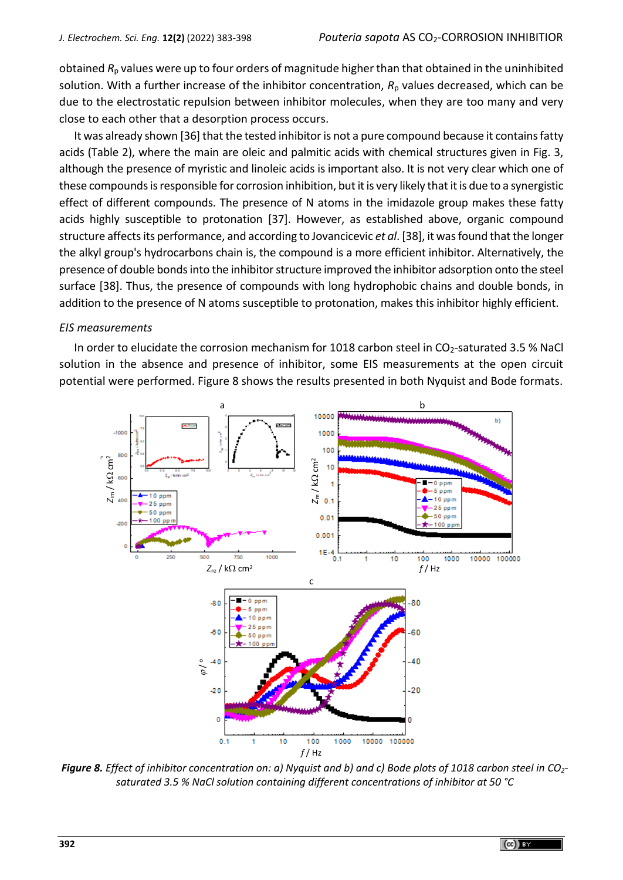obtained $R_p$ values were up to four orders of magnitude higher than that obtained in the uninhibited solution. With a further increase of the inhibitor concentration, $R_p$ values decreased, which can be due to the electrostatic repulsion between inhibitor molecules, when they are too many and very close to each other that a desorption process occurs.

It was already shown [36] that the tested inhibitor is not a pure compound because it contains fatty acids (Table 2), where the main are oleic and palmitic acids with chemical structures given in Fig. 3, although the presence of myristic and linoleic acids is important also. It is not very clear which one of these compounds is responsible for corrosion inhibition, but it is very likely that it is due to a synergistic effect of different compounds. The presence of N atoms in the imidazole group makes these fatty acids highly susceptible to protonation [37]. However, as established above, organic compound structure affects its performance, and according to Jovancicevic *et al*. [38], it was found that the longer the alkyl group's hydrocarbons chain is, the compound is a more efficient inhibitor. Alternatively, the presence of double bonds into the inhibitor structure improved the inhibitor adsorption onto the steel surface [38]. Thus, the presence of compounds with long hydrophobic chains and double bonds, in addition to the presence of N atoms susceptible to protonation, makes this inhibitor highly efficient.

### *EIS measurements*

In order to elucidate the corrosion mechanism for 1018 carbon steel in $CO_2$-saturated 3.5 % NaCl solution in the absence and presence of inhibitor, some EIS measurements at the open circuit potential were performed. Figure 8 shows the results presented in both Nyquist and Bode formats.

***Figure 8.*** *Effect of inhibitor concentration on: a) Nyquist and b) and c) Bode plots of 1018 carbon steel in $CO_2$-saturated 3.5 % NaCl solution containing different concentrations of inhibitor at 50 °C*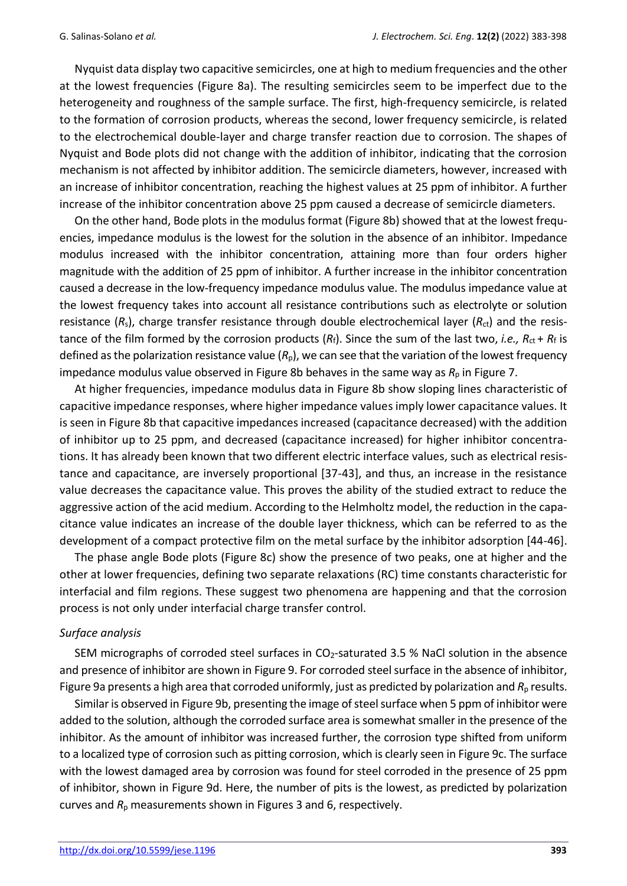Nyquist data display two capacitive semicircles, one at high to medium frequencies and the other at the lowest frequencies (Figure 8a). The resulting semicircles seem to be imperfect due to the heterogeneity and roughness of the sample surface. The first, high-frequency semicircle, is related to the formation of corrosion products, whereas the second, lower frequency semicircle, is related to the electrochemical double-layer and charge transfer reaction due to corrosion. The shapes of Nyquist and Bode plots did not change with the addition of inhibitor, indicating that the corrosion mechanism is not affected by inhibitor addition. The semicircle diameters, however, increased with an increase of inhibitor concentration, reaching the highest values at 25 ppm of inhibitor. A further increase of the inhibitor concentration above 25 ppm caused a decrease of semicircle diameters.

On the other hand, Bode plots in the modulus format (Figure 8b) showed that at the lowest frequencies, impedance modulus is the lowest for the solution in the absence of an inhibitor. Impedance modulus increased with the inhibitor concentration, attaining more than four orders higher magnitude with the addition of 25 ppm of inhibitor. A further increase in the inhibitor concentration caused a decrease in the low-frequency impedance modulus value. The modulus impedance value at the lowest frequency takes into account all resistance contributions such as electrolyte or solution resistance ($R_s$), charge transfer resistance through double electrochemical layer ($R_{ct}$) and the resistance of the film formed by the corrosion products ($R_f$). Since the sum of the last two, *i.e.,* $R_{ct} + R_f$ is defined as the polarization resistance value ($R_p$), we can see that the variation of the lowest frequency impedance modulus value observed in Figure 8b behaves in the same way as $R_p$ in Figure 7.

At higher frequencies, impedance modulus data in Figure 8b show sloping lines characteristic of capacitive impedance responses, where higher impedance values imply lower capacitance values. It is seen in Figure 8b that capacitive impedances increased (capacitance decreased) with the addition of inhibitor up to 25 ppm, and decreased (capacitance increased) for higher inhibitor concentrations. It has already been known that two different electric interface values, such as electrical resistance and capacitance, are inversely proportional [37-43], and thus, an increase in the resistance value decreases the capacitance value. This proves the ability of the studied extract to reduce the aggressive action of the acid medium. According to the Helmholtz model, the reduction in the capacitance value indicates an increase of the double layer thickness, which can be referred to as the development of a compact protective film on the metal surface by the inhibitor adsorption [44-46].

The phase angle Bode plots (Figure 8c) show the presence of two peaks, one at higher and the other at lower frequencies, defining two separate relaxations (RC) time constants characteristic for interfacial and film regions. These suggest two phenomena are happening and that the corrosion process is not only under interfacial charge transfer control.

*Surface analysis*

SEM micrographs of corroded steel surfaces in $CO_2$-saturated 3.5 % NaCl solution in the absence and presence of inhibitor are shown in Figure 9. For corroded steel surface in the absence of inhibitor, Figure 9a presents a high area that corroded uniformly, just as predicted by polarization and $R_p$ results.

Similar is observed in Figure 9b, presenting the image of steel surface when 5 ppm of inhibitor were added to the solution, although the corroded surface area is somewhat smaller in the presence of the inhibitor. As the amount of inhibitor was increased further, the corrosion type shifted from uniform to a localized type of corrosion such as pitting corrosion, which is clearly seen in Figure 9c. The surface with the lowest damaged area by corrosion was found for steel corroded in the presence of 25 ppm of inhibitor, shown in Figure 9d. Here, the number of pits is the lowest, as predicted by polarization curves and $R_p$ measurements shown in Figures 3 and 6, respectively.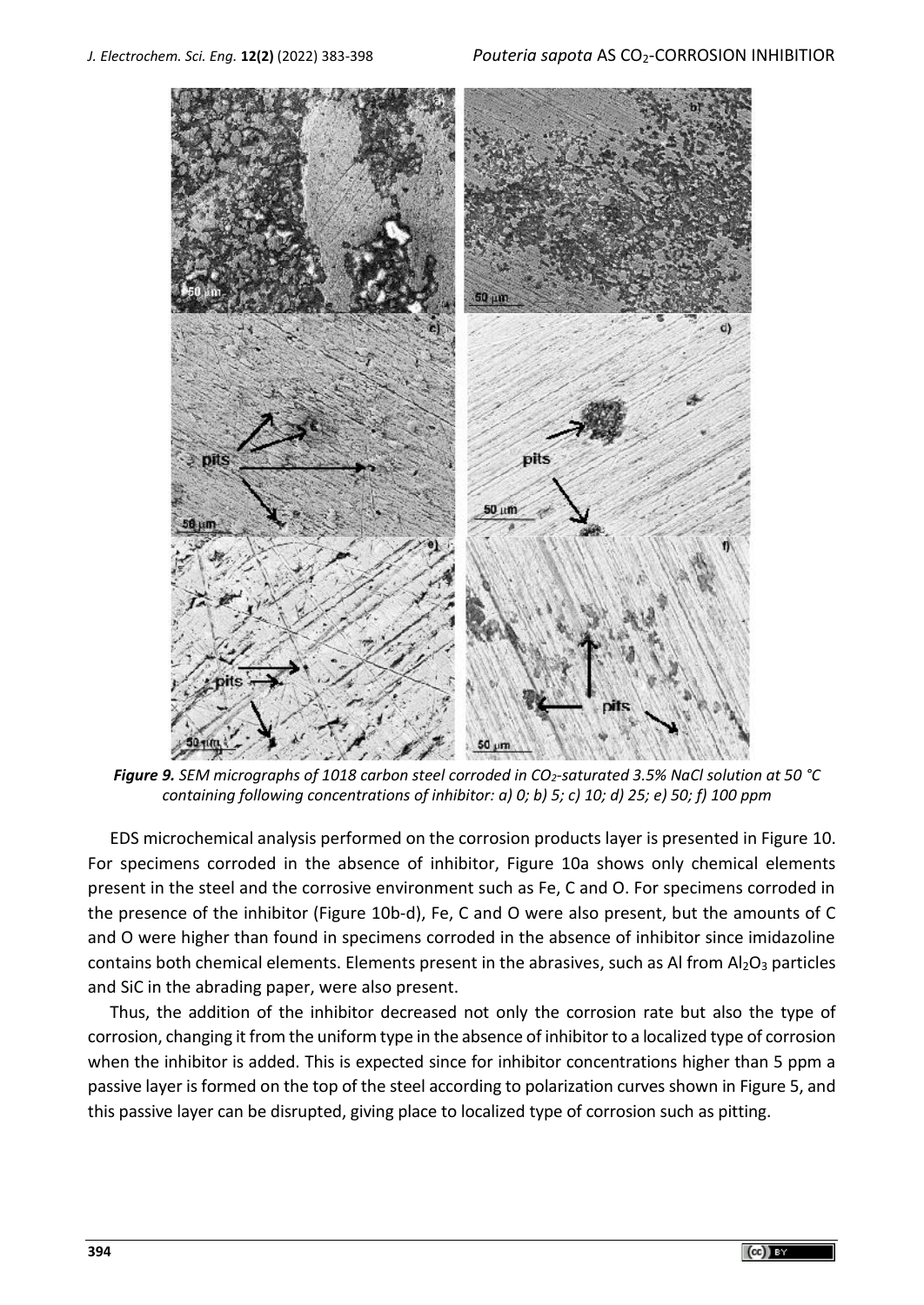*Figure 9. SEM micrographs of 1018 carbon steel corroded in $CO_2$-saturated 3.5% NaCl solution at 50 °C containing following concentrations of inhibitor: a) 0; b) 5; c) 10; d) 25; e) 50; f) 100 ppm*

EDS microchemical analysis performed on the corrosion products layer is presented in Figure 10. For specimens corroded in the absence of inhibitor, Figure 10a shows only chemical elements present in the steel and the corrosive environment such as Fe, C and O. For specimens corroded in the presence of the inhibitor (Figure 10b-d), Fe, C and O were also present, but the amounts of C and O were higher than found in specimens corroded in the absence of inhibitor since imidazoline contains both chemical elements. Elements present in the abrasives, such as Al from $Al_2O_3$ particles and SiC in the abrading paper, were also present.

Thus, the addition of the inhibitor decreased not only the corrosion rate but also the type of corrosion, changing it from the uniform type in the absence of inhibitor to a localized type of corrosion when the inhibitor is added. This is expected since for inhibitor concentrations higher than 5 ppm a passive layer is formed on the top of the steel according to polarization curves shown in Figure 5, and this passive layer can be disrupted, giving place to localized type of corrosion such as pitting.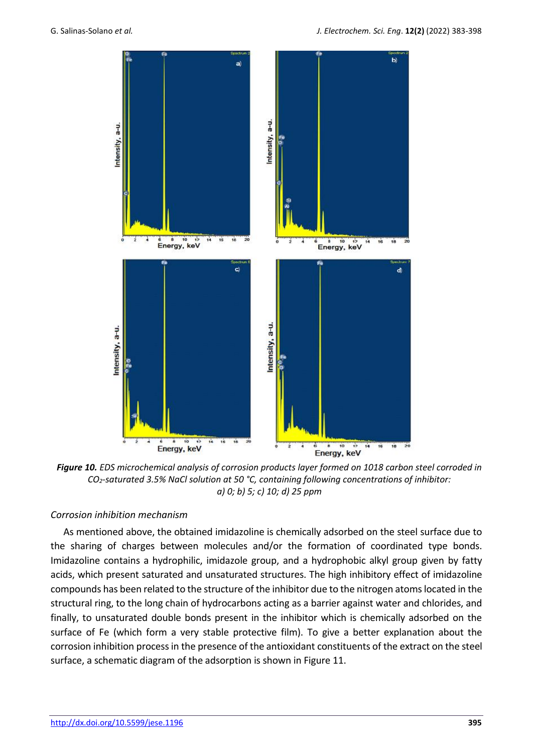***Figure 10.*** *EDS microchemical analysis of corrosion products layer formed on 1018 carbon steel corroded in $CO_2$-saturated 3.5% NaCl solution at 50 °C, containing following concentrations of inhibitor: a) 0; b) 5; c) 10; d) 25 ppm*

*Corrosion inhibition mechanism*

As mentioned above, the obtained imidazoline is chemically adsorbed on the steel surface due to the sharing of charges between molecules and/or the formation of coordinated type bonds. Imidazoline contains a hydrophilic, imidazole group, and a hydrophobic alkyl group given by fatty acids, which present saturated and unsaturated structures. The high inhibitory effect of imidazoline compounds has been related to the structure of the inhibitor due to the nitrogen atoms located in the structural ring, to the long chain of hydrocarbons acting as a barrier against water and chlorides, and finally, to unsaturated double bonds present in the inhibitor which is chemically adsorbed on the surface of Fe (which form a very stable protective film). To give a better explanation about the corrosion inhibition process in the presence of the antioxidant constituents of the extract on the steel surface, a schematic diagram of the adsorption is shown in Figure 11.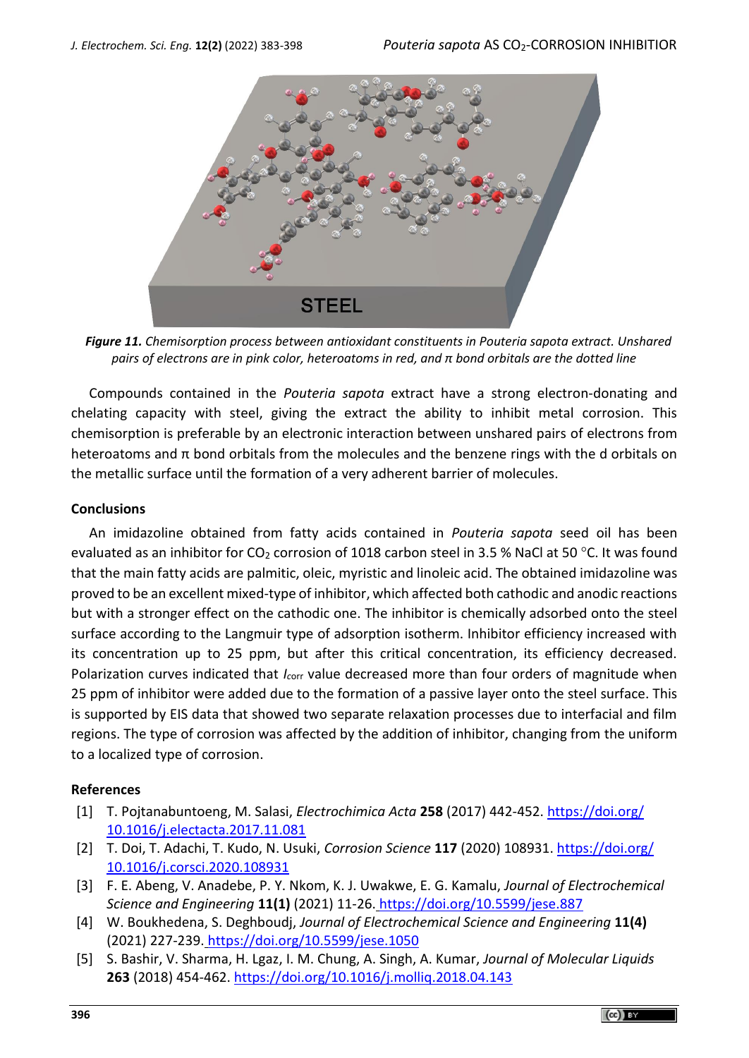*Figure 11. Chemisorption process between antioxidant constituents in Pouteria sapota extract. Unshared pairs of electrons are in pink color, heteroatoms in red, and π bond orbitals are the dotted line*

Compounds contained in the *Pouteria sapota* extract have a strong electron-donating and chelating capacity with steel, giving the extract the ability to inhibit metal corrosion. This chemisorption is preferable by an electronic interaction between unshared pairs of electrons from heteroatoms and π bond orbitals from the molecules and the benzene rings with the d orbitals on the metallic surface until the formation of a very adherent barrier of molecules.

## Conclusions

An imidazoline obtained from fatty acids contained in *Pouteria sapota* seed oil has been evaluated as an inhibitor for $CO_2$ corrosion of 1018 carbon steel in 3.5 % NaCl at 50 °C. It was found that the main fatty acids are palmitic, oleic, myristic and linoleic acid. The obtained imidazoline was proved to be an excellent mixed-type of inhibitor, which affected both cathodic and anodic reactions but with a stronger effect on the cathodic one. The inhibitor is chemically adsorbed onto the steel surface according to the Langmuir type of adsorption isotherm. Inhibitor efficiency increased with its concentration up to 25 ppm, but after this critical concentration, its efficiency decreased. Polarization curves indicated that $I_{corr}$ value decreased more than four orders of magnitude when 25 ppm of inhibitor were added due to the formation of a passive layer onto the steel surface. This is supported by EIS data that showed two separate relaxation processes due to interfacial and film regions. The type of corrosion was affected by the addition of inhibitor, changing from the uniform to a localized type of corrosion.

## References

[1] T. Pojtanabuntoeng, M. Salasi, *Electrochimica Acta* **258** (2017) 442-452. https://doi.org/10.1016/j.electacta.2017.11.081

[2] T. Doi, T. Adachi, T. Kudo, N. Usuki, *Corrosion Science* **117** (2020) 108931. https://doi.org/10.1016/j.corsci.2020.108931

[3] F. E. Abeng, V. Anadebe, P. Y. Nkom, K. J. Uwakwe, E. G. Kamalu, *Journal of Electrochemical Science and Engineering* **11(1)** (2021) 11-26. https://doi.org/10.5599/jese.887

[4] W. Boukhedena, S. Deghboudj, *Journal of Electrochemical Science and Engineering* **11(4)** (2021) 227-239. https://doi.org/10.5599/jese.1050

[5] S. Bashir, V. Sharma, H. Lgaz, I. M. Chung, A. Singh, A. Kumar, *Journal of Molecular Liquids* **263** (2018) 454-462. https://doi.org/10.1016/j.molliq.2018.04.143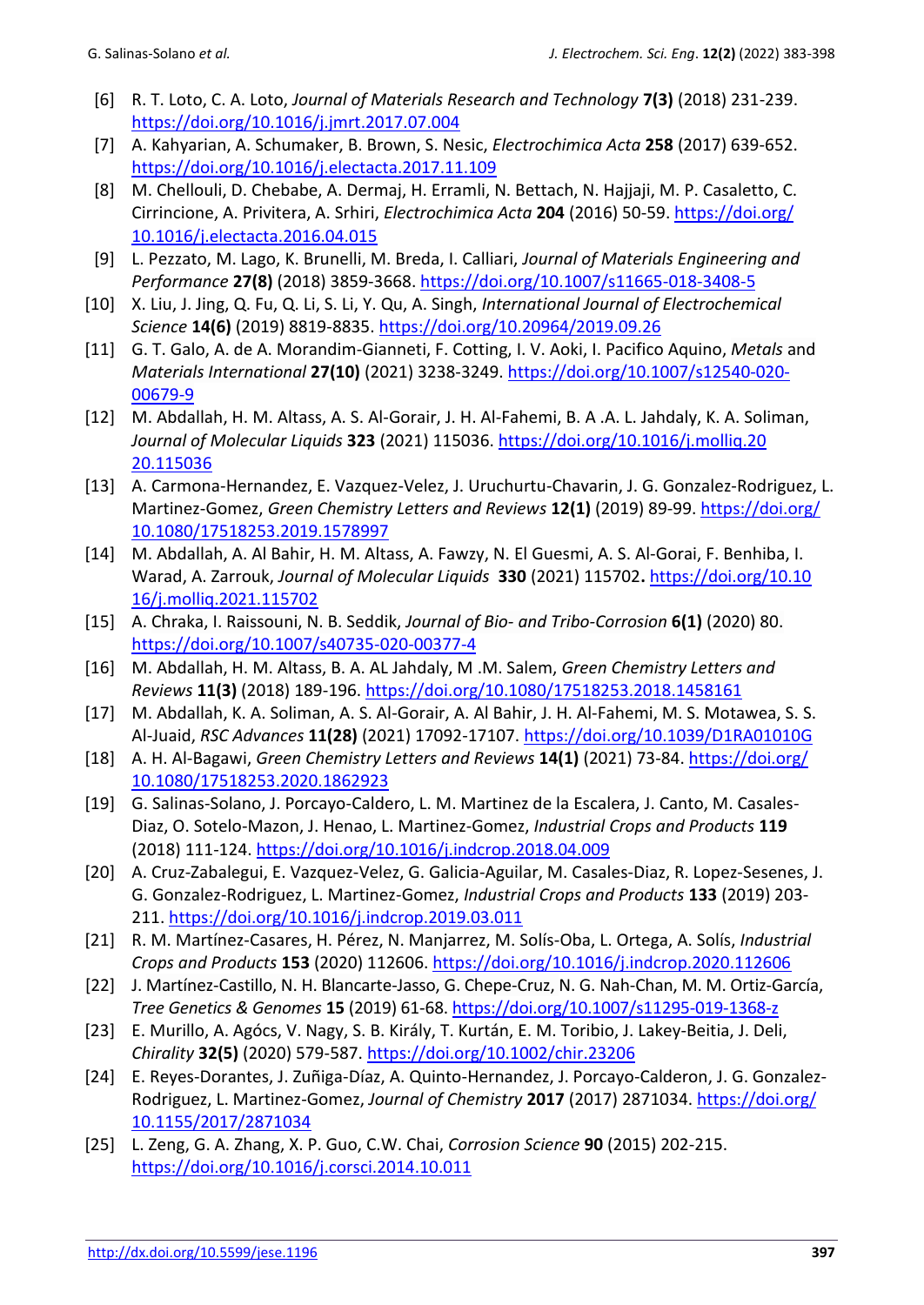[6] R. T. Loto, C. A. Loto, *Journal of Materials Research and Technology* **7(3)** (2018) 231-239. https://doi.org/10.1016/j.jmrt.2017.07.004

[7] A. Kahyarian, A. Schumaker, B. Brown, S. Nesic, *Electrochimica Acta* **258** (2017) 639-652. https://doi.org/10.1016/j.electacta.2017.11.109

[8] M. Chellouli, D. Chebabe, A. Dermaj, H. Erramli, N. Bettach, N. Hajjaji, M. P. Casaletto, C. Cirrincione, A. Privitera, A. Srhiri, *Electrochimica Acta* **204** (2016) 50-59. https://doi.org/10.1016/j.electacta.2016.04.015

[9] L. Pezzato, M. Lago, K. Brunelli, M. Breda, I. Calliari, *Journal of Materials Engineering and Performance* **27(8)** (2018) 3859-3668. https://doi.org/10.1007/s11665-018-3408-5

[10] X. Liu, J. Jing, Q. Fu, Q. Li, S. Li, Y. Qu, A. Singh, *International Journal of Electrochemical Science* **14(6)** (2019) 8819-8835. https://doi.org/10.20964/2019.09.26

[11] G. T. Galo, A. de A. Morandim-Gianneti, F. Cotting, I. V. Aoki, I. Pacifico Aquino, *Metals* and *Materials International* **27(10)** (2021) 3238-3249. https://doi.org/10.1007/s12540-020-00679-9

[12] M. Abdallah, H. M. Altass, A. S. Al-Gorair, J. H. Al-Fahemi, B. A .A. L. Jahdaly, K. A. Soliman, *Journal of Molecular Liquids* **323** (2021) 115036. https://doi.org/10.1016/j.molliq.2020.115036

[13] A. Carmona-Hernandez, E. Vazquez-Velez, J. Uruchurtu-Chavarin, J. G. Gonzalez-Rodriguez, L. Martinez-Gomez, *Green Chemistry Letters and Reviews* **12(1)** (2019) 89-99. https://doi.org/10.1080/17518253.2019.1578997

[14] M. Abdallah, A. Al Bahir, H. M. Altass, A. Fawzy, N. El Guesmi, A. S. Al-Gorai, F. Benhiba, I. Warad, A. Zarrouk, *Journal of Molecular Liquids* **330** (2021) 115702**.** https://doi.org/10.1016/j.molliq.2021.115702

[15] A. Chraka, I. Raissouni, N. B. Seddik, *Journal of Bio- and Tribo-Corrosion* **6(1)** (2020) 80. https://doi.org/10.1007/s40735-020-00377-4

[16] M. Abdallah, H. M. Altass, B. A. AL Jahdaly, M .M. Salem, *Green Chemistry Letters and Reviews* **11(3)** (2018) 189-196. https://doi.org/10.1080/17518253.2018.1458161

[17] M. Abdallah, K. A. Soliman, A. S. Al-Gorair, A. Al Bahir, J. H. Al-Fahemi, M. S. Motawea, S. S. Al-Juaid, *RSC Advances* **11(28)** (2021) 17092-17107. https://doi.org/10.1039/D1RA01010G

[18] A. H. Al-Bagawi, *Green Chemistry Letters and Reviews* **14(1)** (2021) 73-84. https://doi.org/10.1080/17518253.2020.1862923

[19] G. Salinas-Solano, J. Porcayo-Caldero, L. M. Martinez de la Escalera, J. Canto, M. Casales-Diaz, O. Sotelo-Mazon, J. Henao, L. Martinez-Gomez, *Industrial Crops and Products* **119** (2018) 111-124. https://doi.org/10.1016/j.indcrop.2018.04.009

[20] A. Cruz-Zabalegui, E. Vazquez-Velez, G. Galicia-Aguilar, M. Casales-Diaz, R. Lopez-Sesenes, J. G. Gonzalez-Rodriguez, L. Martinez-Gomez, *Industrial Crops and Products* **133** (2019) 203-211. https://doi.org/10.1016/j.indcrop.2019.03.011

[21] R. M. Martínez-Casares, H. Pérez, N. Manjarrez, M. Solís-Oba, L. Ortega, A. Solís, *Industrial Crops and Products* **153** (2020) 112606. https://doi.org/10.1016/j.indcrop.2020.112606

[22] J. Martínez-Castillo, N. H. Blancarte-Jasso, G. Chepe-Cruz, N. G. Nah-Chan, M. M. Ortiz-García, *Tree Genetics & Genomes* **15** (2019) 61-68. https://doi.org/10.1007/s11295-019-1368-z

[23] E. Murillo, A. Agócs, V. Nagy, S. B. Király, T. Kurtán, E. M. Toribio, J. Lakey-Beitia, J. Deli, *Chirality* **32(5)** (2020) 579-587. https://doi.org/10.1002/chir.23206

[24] E. Reyes-Dorantes, J. Zuñiga-Díaz, A. Quinto-Hernandez, J. Porcayo-Calderon, J. G. Gonzalez-Rodriguez, L. Martinez-Gomez, *Journal of Chemistry* **2017** (2017) 2871034. https://doi.org/10.1155/2017/2871034

[25] L. Zeng, G. A. Zhang, X. P. Guo, C.W. Chai, *Corrosion Science* **90** (2015) 202-215. https://doi.org/10.1016/j.corsci.2014.10.011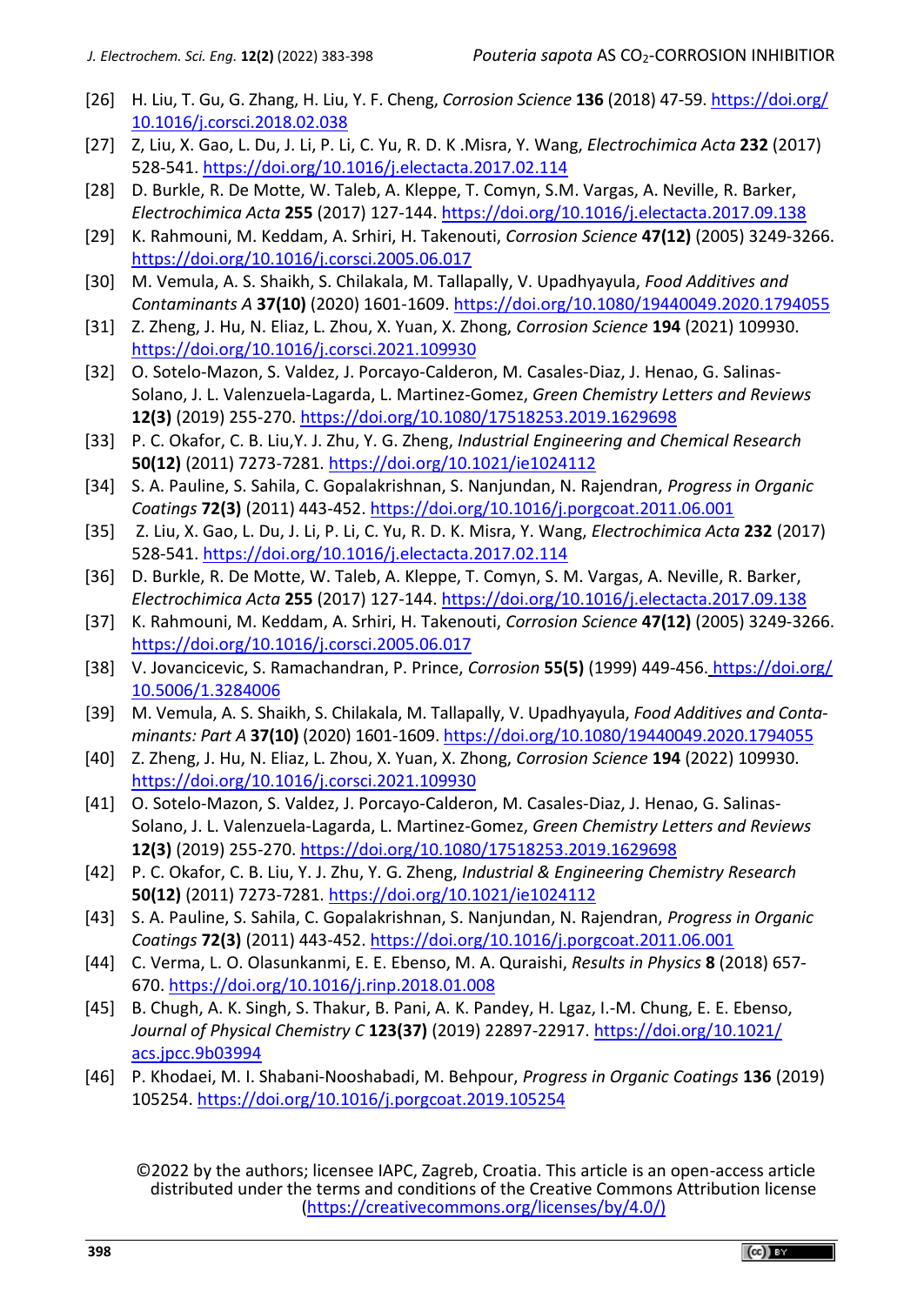[26] H. Liu, T. Gu, G. Zhang, H. Liu, Y. F. Cheng, *Corrosion Science* **136** (2018) 47-59. https://doi.org/10.1016/j.corsci.2018.02.038

[27] Z, Liu, X. Gao, L. Du, J. Li, P. Li, C. Yu, R. D. K .Misra, Y. Wang, *Electrochimica Acta* **232** (2017) 528-541. https://doi.org/10.1016/j.electacta.2017.02.114

[28] D. Burkle, R. De Motte, W. Taleb, A. Kleppe, T. Comyn, S.M. Vargas, A. Neville, R. Barker, *Electrochimica Acta* **255** (2017) 127-144. https://doi.org/10.1016/j.electacta.2017.09.138

[29] K. Rahmouni, M. Keddam, A. Srhiri, H. Takenouti, *Corrosion Science* **47(12)** (2005) 3249-3266. https://doi.org/10.1016/j.corsci.2005.06.017

[30] M. Vemula, A. S. Shaikh, S. Chilakala, M. Tallapally, V. Upadhyayula, *Food Additives and Contaminants A* **37(10)** (2020) 1601-1609. https://doi.org/10.1080/19440049.2020.1794055

[31] Z. Zheng, J. Hu, N. Eliaz, L. Zhou, X. Yuan, X. Zhong, *Corrosion Science* **194** (2021) 109930. https://doi.org/10.1016/j.corsci.2021.109930

[32] O. Sotelo-Mazon, S. Valdez, J. Porcayo-Calderon, M. Casales-Diaz, J. Henao, G. Salinas-Solano, J. L. Valenzuela-Lagarda, L. Martinez-Gomez, *Green Chemistry Letters and Reviews* **12(3)** (2019) 255-270. https://doi.org/10.1080/17518253.2019.1629698

[33] P. C. Okafor, C. B. Liu,Y. J. Zhu, Y. G. Zheng, *Industrial Engineering and Chemical Research* **50(12)** (2011) 7273-7281. https://doi.org/10.1021/ie1024112

[34] S. A. Pauline, S. Sahila, C. Gopalakrishnan, S. Nanjundan, N. Rajendran, *Progress in Organic Coatings* **72(3)** (2011) 443-452. https://doi.org/10.1016/j.porgcoat.2011.06.001

[35] Z. Liu, X. Gao, L. Du, J. Li, P. Li, C. Yu, R. D. K. Misra, Y. Wang, *Electrochimica Acta* **232** (2017) 528-541. https://doi.org/10.1016/j.electacta.2017.02.114

[36] D. Burkle, R. De Motte, W. Taleb, A. Kleppe, T. Comyn, S. M. Vargas, A. Neville, R. Barker, *Electrochimica Acta* **255** (2017) 127-144. https://doi.org/10.1016/j.electacta.2017.09.138

[37] K. Rahmouni, M. Keddam, A. Srhiri, H. Takenouti, *Corrosion Science* **47(12)** (2005) 3249-3266. https://doi.org/10.1016/j.corsci.2005.06.017

[38] V. Jovancicevic, S. Ramachandran, P. Prince, *Corrosion* **55(5)** (1999) 449-456. https://doi.org/10.5006/1.3284006

[39] M. Vemula, A. S. Shaikh, S. Chilakala, M. Tallapally, V. Upadhyayula, *Food Additives and Contaminants: Part A* **37(10)** (2020) 1601-1609. https://doi.org/10.1080/19440049.2020.1794055

[40] Z. Zheng, J. Hu, N. Eliaz, L. Zhou, X. Yuan, X. Zhong, *Corrosion Science* **194** (2022) 109930. https://doi.org/10.1016/j.corsci.2021.109930

[41] O. Sotelo-Mazon, S. Valdez, J. Porcayo-Calderon, M. Casales-Diaz, J. Henao, G. Salinas-Solano, J. L. Valenzuela-Lagarda, L. Martinez-Gomez, *Green Chemistry Letters and Reviews* **12(3)** (2019) 255-270. https://doi.org/10.1080/17518253.2019.1629698

[42] P. C. Okafor, C. B. Liu, Y. J. Zhu, Y. G. Zheng, *Industrial & Engineering Chemistry Research* **50(12)** (2011) 7273-7281. https://doi.org/10.1021/ie1024112

[43] S. A. Pauline, S. Sahila, C. Gopalakrishnan, S. Nanjundan, N. Rajendran, *Progress in Organic Coatings* **72(3)** (2011) 443-452. https://doi.org/10.1016/j.porgcoat.2011.06.001

[44] C. Verma, L. O. Olasunkanmi, E. E. Ebenso, M. A. Quraishi, *Results in Physics* **8** (2018) 657-670. https://doi.org/10.1016/j.rinp.2018.01.008

[45] B. Chugh, A. K. Singh, S. Thakur, B. Pani, A. K. Pandey, H. Lgaz, I.-M. Chung, E. E. Ebenso, *Journal of Physical Chemistry C* **123(37)** (2019) 22897-22917. https://doi.org/10.1021/acs.jpcc.9b03994

[46] P. Khodaei, M. I. Shabani-Nooshabadi, M. Behpour, *Progress in Organic Coatings* **136** (2019) 105254. https://doi.org/10.1016/j.porgcoat.2019.105254

©2022 by the authors; licensee IAPC, Zagreb, Croatia. This article is an open-access article distributed under the terms and conditions of the Creative Commons Attribution license (https://creativecommons.org/licenses/by/4.0/)